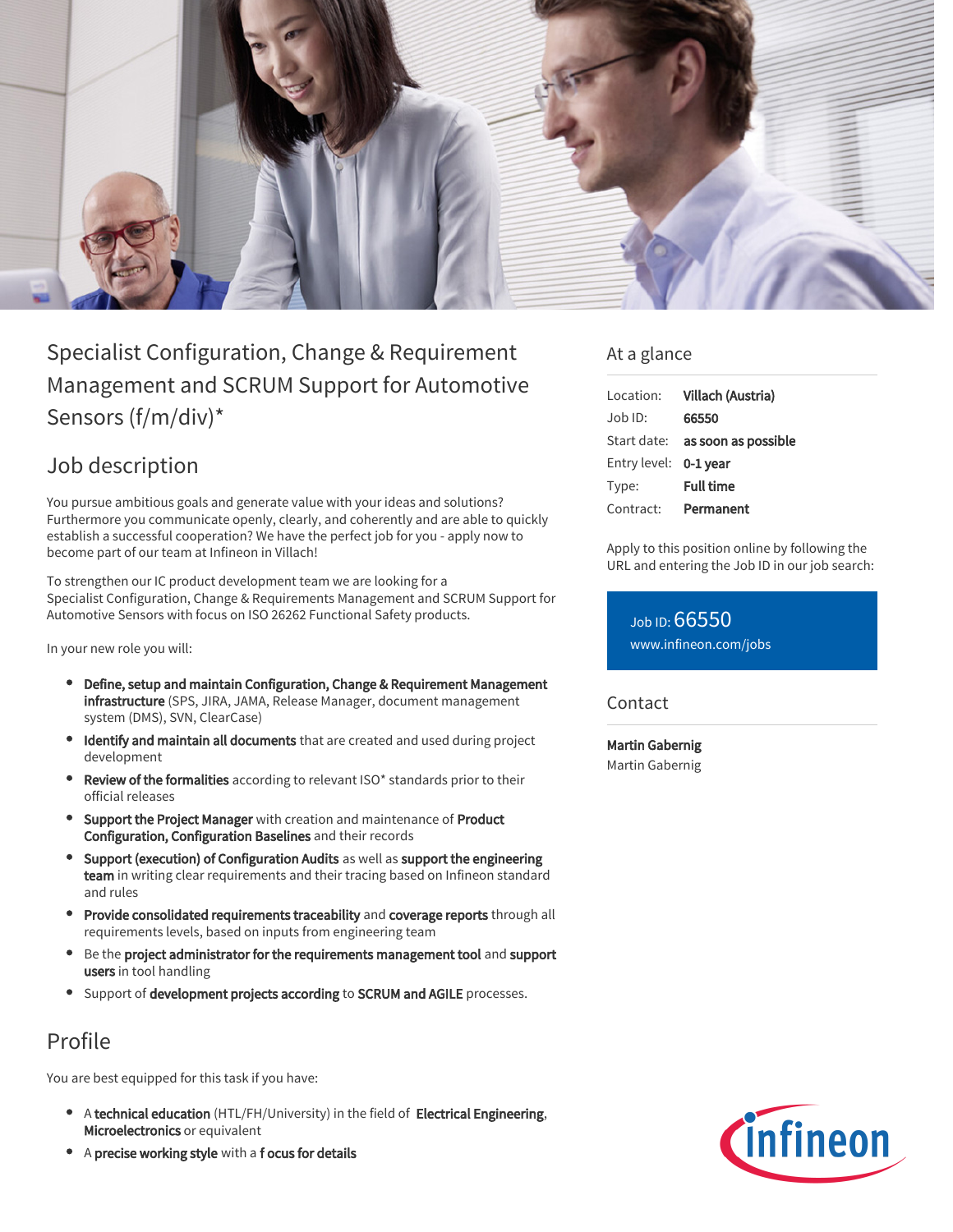# Specialist Configuration, Change & Requirement Management and SCRUM Support for Automotive Sensors (f/m/div)*

## Job description

You pursue ambitious goals and generate value with your ideas and solutions? Furthermore you communicate openly, clearly, and coherently and are able to quickly establish a successful cooperation? We have the perfect job for you - apply now to become part of our team at Infineon in Villach!

To strengthen our IC product development team we are looking for a Specialist Configuration, Change & Requirements Management and SCRUM Support for Automotive Sensors with focus on ISO 26262 Functional Safety products.

In your new role you will:

- **Define, setup and maintain Configuration, Change & Requirement Management infrastructure** (SPS, JIRA, JAMA, Release Manager, document management system (DMS), SVN, ClearCase)
- **Identify and maintain all documents** that are created and used during project development
- **Review of the formalities** according to relevant ISO* standards prior to their official releases
- **Support the Project Manager** with creation and maintenance of **Product Configuration, Configuration Baselines** and their records
- **Support (execution) of Configuration Audits** as well as **support the engineering team** in writing clear requirements and their tracing based on Infineon standard and rules
- **Provide consolidated requirements traceability** and **coverage reports** through all requirements levels, based on inputs from engineering team
- Be the **project administrator for the requirements management tool** and **support users** in tool handling
- Support of **development projects according** to **SCRUM and AGILE** processes.

## Profile

You are best equipped for this task if you have:

- A **technical education** (HTL/FH/University) in the field of **Electrical Engineering**, **Microelectronics** or equivalent
- A **precise working style** with a **f ocus for details**

## At a glance

| | |
|---|---|
| Location: | **Villach (Austria)** |
| Job ID: | **66550** |
| Start date: | **as soon as possible** |
| Entry level: | **0-1 year** |
| Type: | **Full time** |
| Contract: | **Permanent** |

Apply to this position online by following the URL and entering the Job ID in our job search:

Job ID: 66550
www.infineon.com/jobs

## Contact

**Martin Gabernig**
Martin Gabernig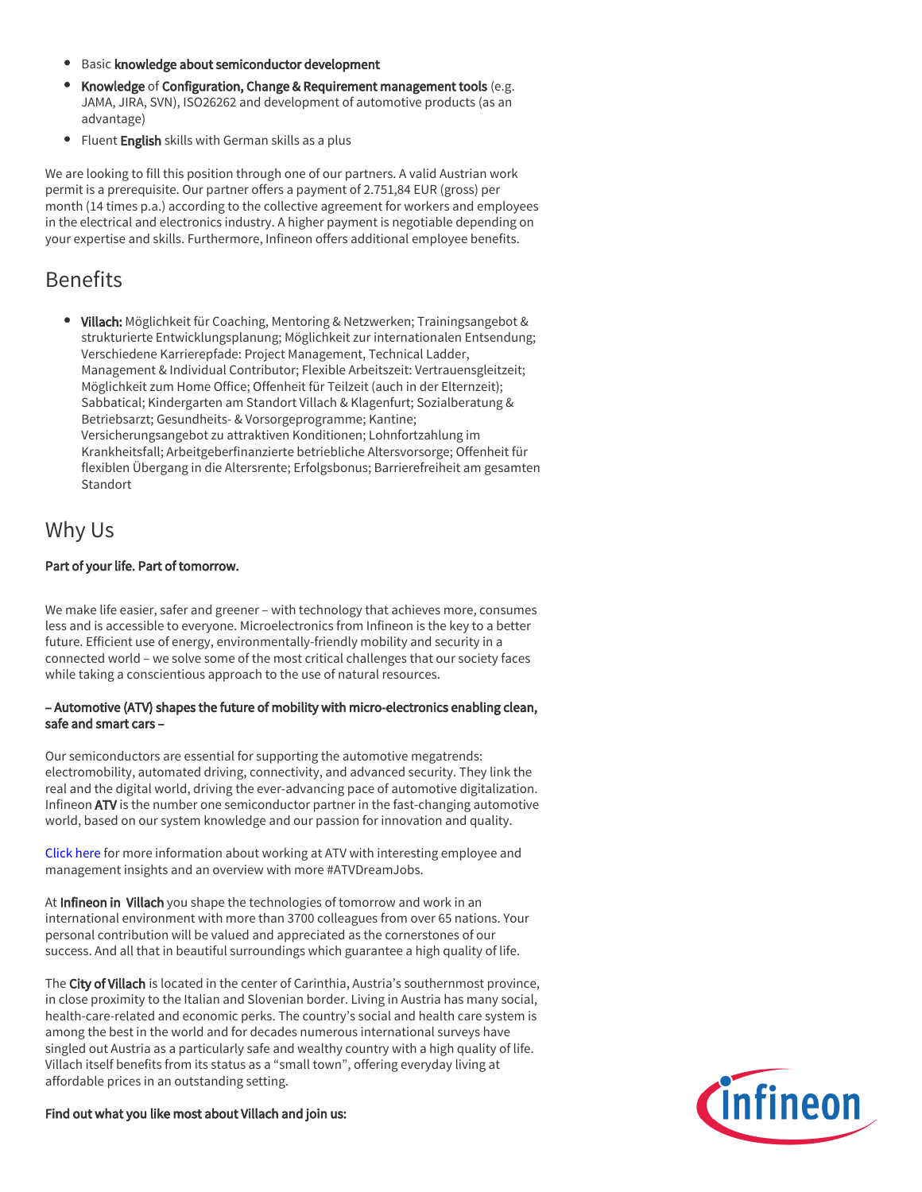- Basic **knowledge about semiconductor development**
- **Knowledge** of **Configuration, Change & Requirement management tools** (e.g. JAMA, JIRA, SVN), ISO26262 and development of automotive products (as an advantage)
- Fluent **English** skills with German skills as a plus

We are looking to fill this position through one of our partners. A valid Austrian work permit is a prerequisite. Our partner offers a payment of 2.751,84 EUR (gross) per month (14 times p.a.) according to the collective agreement for workers and employees in the electrical and electronics industry. A higher payment is negotiable depending on your expertise and skills. Furthermore, Infineon offers additional employee benefits.

## Benefits

- **Villach:** Möglichkeit für Coaching, Mentoring & Netzwerken; Trainingsangebot & strukturierte Entwicklungsplanung; Möglichkeit zur internationalen Entsendung; Verschiedene Karrierepfade: Project Management, Technical Ladder, Management & Individual Contributor; Flexible Arbeitszeit: Vertrauensgleitzeit; Möglichkeit zum Home Office; Offenheit für Teilzeit (auch in der Elternzeit); Sabbatical; Kindergarten am Standort Villach & Klagenfurt; Sozialberatung & Betriebsarzt; Gesundheits- & Vorsorgeprogramme; Kantine; Versicherungsangebot zu attraktiven Konditionen; Lohnfortzahlung im Krankheitsfall; Arbeitgeberfinanzierte betriebliche Altersvorsorge; Offenheit für flexiblen Übergang in die Altersrente; Erfolgsbonus; Barrierefreiheit am gesamten Standort

## Why Us

**Part of your life. Part of tomorrow.**

We make life easier, safer and greener – with technology that achieves more, consumes less and is accessible to everyone. Microelectronics from Infineon is the key to a better future. Efficient use of energy, environmentally-friendly mobility and security in a connected world – we solve some of the most critical challenges that our society faces while taking a conscientious approach to the use of natural resources.

**– Automotive (ATV) shapes the future of mobility with micro-electronics enabling clean, safe and smart cars –**

Our semiconductors are essential for supporting the automotive megatrends: electromobility, automated driving, connectivity, and advanced security. They link the real and the digital world, driving the ever-advancing pace of automotive digitalization. Infineon **ATV** is the number one semiconductor partner in the fast-changing automotive world, based on our system knowledge and our passion for innovation and quality.

Click here for more information about working at ATV with interesting employee and management insights and an overview with more #ATVDreamJobs.

At **Infineon in Villach** you shape the technologies of tomorrow and work in an international environment with more than 3700 colleagues from over 65 nations. Your personal contribution will be valued and appreciated as the cornerstones of our success. And all that in beautiful surroundings which guarantee a high quality of life.

The **City of Villach** is located in the center of Carinthia, Austria's southernmost province, in close proximity to the Italian and Slovenian border. Living in Austria has many social, health-care-related and economic perks. The country's social and health care system is among the best in the world and for decades numerous international surveys have singled out Austria as a particularly safe and wealthy country with a high quality of life. Villach itself benefits from its status as a "small town", offering everyday living at affordable prices in an outstanding setting.

**Find out what you like most about Villach and join us:**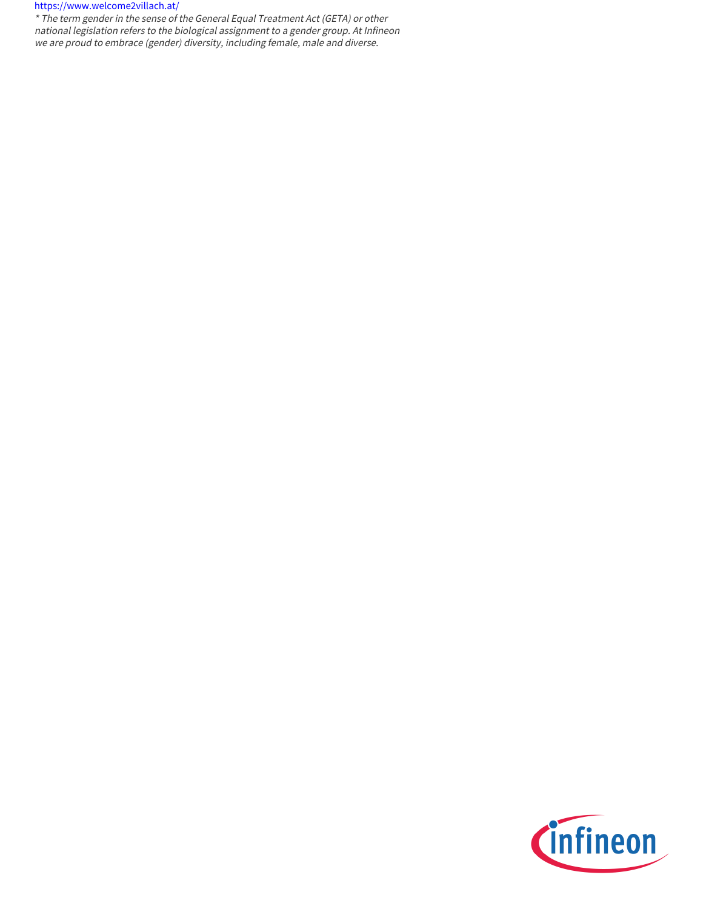https://www.welcome2villach.at/

*\* The term gender in the sense of the General Equal Treatment Act (GETA) or other national legislation refers to the biological assignment to a gender group. At Infineon we are proud to embrace (gender) diversity, including female, male and diverse.*